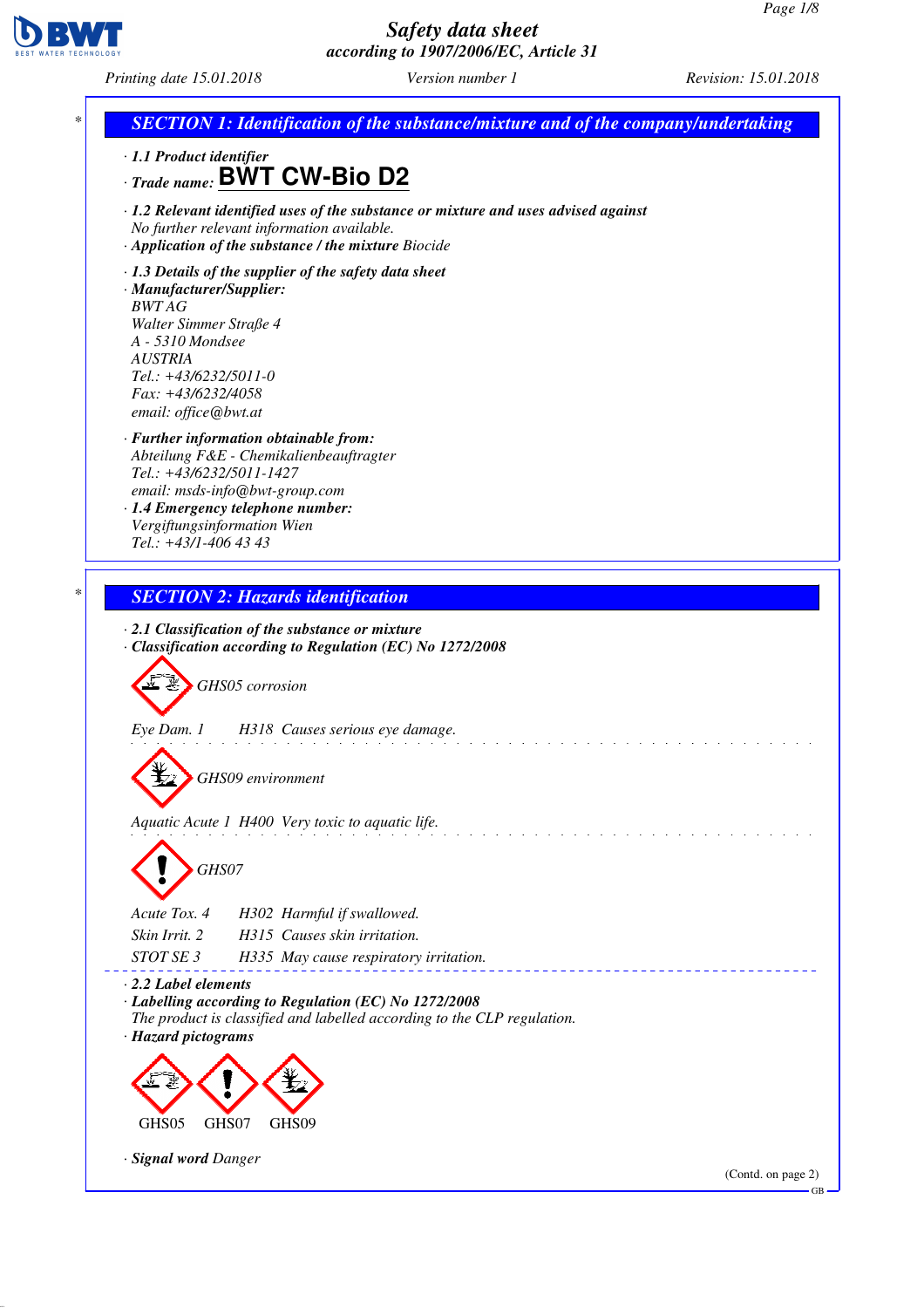# Safety data sheet
according to 1907/2006/EC, Article 31

Printing date 15.01.2018 Version number 1 Revision: 15.01.2018

## SECTION 1: Identification of the substance/mixture and of the company/undertaking

· **1.1 Product identifier**

· **Trade name: BWT CW-Bio D2**

· **1.2 Relevant identified uses of the substance or mixture and uses advised against**
No further relevant information available.

· **Application of the substance / the mixture** Biocide

· **1.3 Details of the supplier of the safety data sheet**

· **Manufacturer/Supplier:**
BWT AG
Walter Simmer Straße 4
A - 5310 Mondsee
AUSTRIA
Tel.: +43/6232/5011-0
Fax: +43/6232/4058
email: office@bwt.at

· **Further information obtainable from:**
Abteilung F&E - Chemikalienbeauftragter
Tel.: +43/6232/5011-1427
email: msds-info@bwt-group.com

· **1.4 Emergency telephone number:**
Vergiftungsinformation Wien
Tel.: +43/1-406 43 43

## SECTION 2: Hazards identification

· **2.1 Classification of the substance or mixture**

· **Classification according to Regulation (EC) No 1272/2008**

GHS05 corrosion

Eye Dam. 1 H318 Causes serious eye damage.

GHS09 environment

Aquatic Acute 1 H400 Very toxic to aquatic life.

GHS07

Acute Tox. 4 H302 Harmful if swallowed.
Skin Irrit. 2 H315 Causes skin irritation.
STOT SE 3 H335 May cause respiratory irritation.

· **2.2 Label elements**

· **Labelling according to Regulation (EC) No 1272/2008**
The product is classified and labelled according to the CLP regulation.

· **Hazard pictograms**

GHS05 GHS07 GHS09

· **Signal word** Danger

(Contd. on page 2)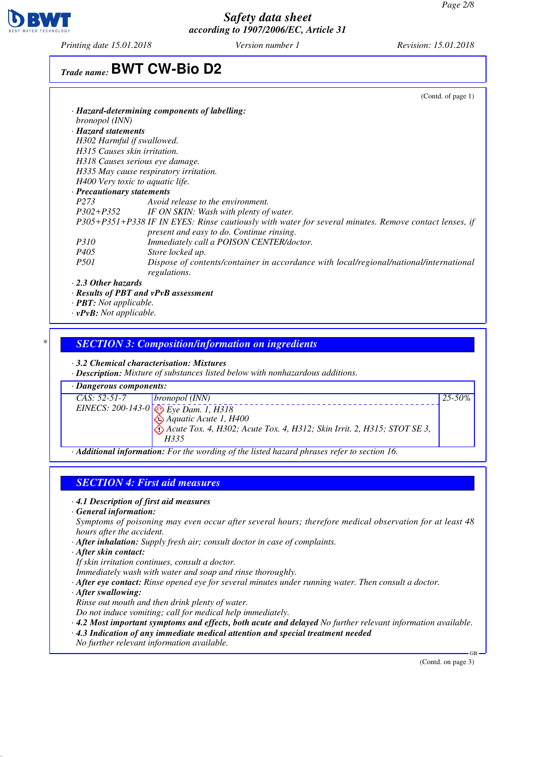(Contd. of page 1)

· **Hazard-determining components of labelling:**
bronopol (INN)

· **Hazard statements**
H302 Harmful if swallowed.
H315 Causes skin irritation.
H318 Causes serious eye damage.
H335 May cause respiratory irritation.
H400 Very toxic to aquatic life.

· **Precautionary statements**

| | |
|---|---|
| P273 | Avoid release to the environment. |
| P302+P352 | IF ON SKIN: Wash with plenty of water. |
| P305+P351+P338 | IF IN EYES: Rinse cautiously with water for several minutes. Remove contact lenses, if present and easy to do. Continue rinsing. |
| P310 | Immediately call a POISON CENTER/doctor. |
| P405 | Store locked up. |
| P501 | Dispose of contents/container in accordance with local/regional/national/international regulations. |

· **2.3 Other hazards**
· **Results of PBT and vPvB assessment**
· **PBT:** Not applicable.
· **vPvB:** Not applicable.

## SECTION 3: Composition/information on ingredients

· **3.2 Chemical characterisation: Mixtures**
· **Description:** Mixture of substances listed below with nonhazardous additions.

· **Dangerous components:**

| | | |
|---|---|---|
| CAS: 52-51-7<br>EINECS: 200-143-0 | bronopol (INN)<br>Eye Dam. 1, H318<br>Aquatic Acute 1, H400<br>Acute Tox. 4, H302; Acute Tox. 4, H312; Skin Irrit. 2, H315; STOT SE 3, H335 | 25-50% |

· **Additional information:** For the wording of the listed hazard phrases refer to section 16.

## SECTION 4: First aid measures

· **4.1 Description of first aid measures**
· **General information:**
Symptoms of poisoning may even occur after several hours; therefore medical observation for at least 48 hours after the accident.
· **After inhalation:** Supply fresh air; consult doctor in case of complaints.
· **After skin contact:**
If skin irritation continues, consult a doctor.
Immediately wash with water and soap and rinse thoroughly.
· **After eye contact:** Rinse opened eye for several minutes under running water. Then consult a doctor.
· **After swallowing:**
Rinse out mouth and then drink plenty of water.
Do not induce vomiting; call for medical help immediately.
· **4.2 Most important symptoms and effects, both acute and delayed** No further relevant information available.
· **4.3 Indication of any immediate medical attention and special treatment needed**
No further relevant information available.

(Contd. on page 3)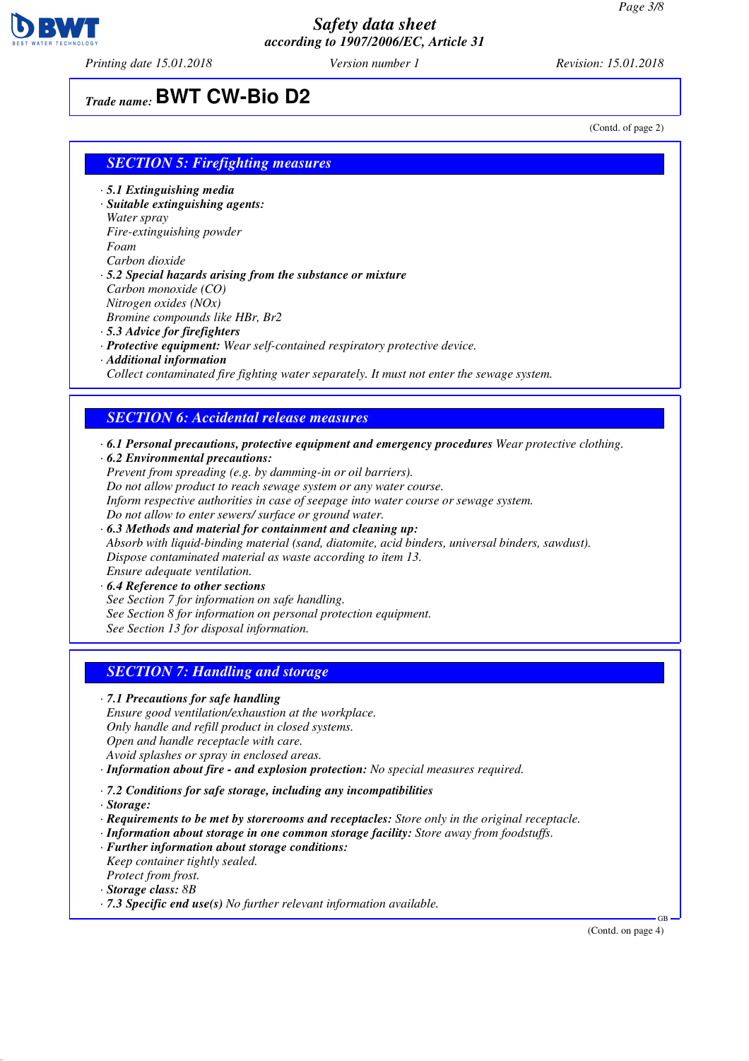**Trade name: BWT CW-Bio D2**

(Contd. of page 2)

## SECTION 5: Firefighting measures

- **5.1 Extinguishing media**
- **Suitable extinguishing agents:**
  Water spray
  Fire-extinguishing powder
  Foam
  Carbon dioxide
- **5.2 Special hazards arising from the substance or mixture**
  Carbon monoxide (CO)
  Nitrogen oxides (NOx)
  Bromine compounds like HBr, $Br_2$
- **5.3 Advice for firefighters**
- **Protective equipment:** Wear self-contained respiratory protective device.
- **Additional information**
  Collect contaminated fire fighting water separately. It must not enter the sewage system.

## SECTION 6: Accidental release measures

- **6.1 Personal precautions, protective equipment and emergency procedures** Wear protective clothing.
- **6.2 Environmental precautions:**
  Prevent from spreading (e.g. by damming-in or oil barriers).
  Do not allow product to reach sewage system or any water course.
  Inform respective authorities in case of seepage into water course or sewage system.
  Do not allow to enter sewers/ surface or ground water.
- **6.3 Methods and material for containment and cleaning up:**
  Absorb with liquid-binding material (sand, diatomite, acid binders, universal binders, sawdust).
  Dispose contaminated material as waste according to item 13.
  Ensure adequate ventilation.
- **6.4 Reference to other sections**
  See Section 7 for information on safe handling.
  See Section 8 for information on personal protection equipment.
  See Section 13 for disposal information.

## SECTION 7: Handling and storage

- **7.1 Precautions for safe handling**
  Ensure good ventilation/exhaustion at the workplace.
  Only handle and refill product in closed systems.
  Open and handle receptacle with care.
  Avoid splashes or spray in enclosed areas.
- **Information about fire - and explosion protection:** No special measures required.
- **7.2 Conditions for safe storage, including any incompatibilities**
- **Storage:**
- **Requirements to be met by storerooms and receptacles:** Store only in the original receptacle.
- **Information about storage in one common storage facility:** Store away from foodstuffs.
- **Further information about storage conditions:**
  Keep container tightly sealed.
  Protect from frost.
- **Storage class:** 8B
- **7.3 Specific end use(s)** No further relevant information available.

(Contd. on page 4)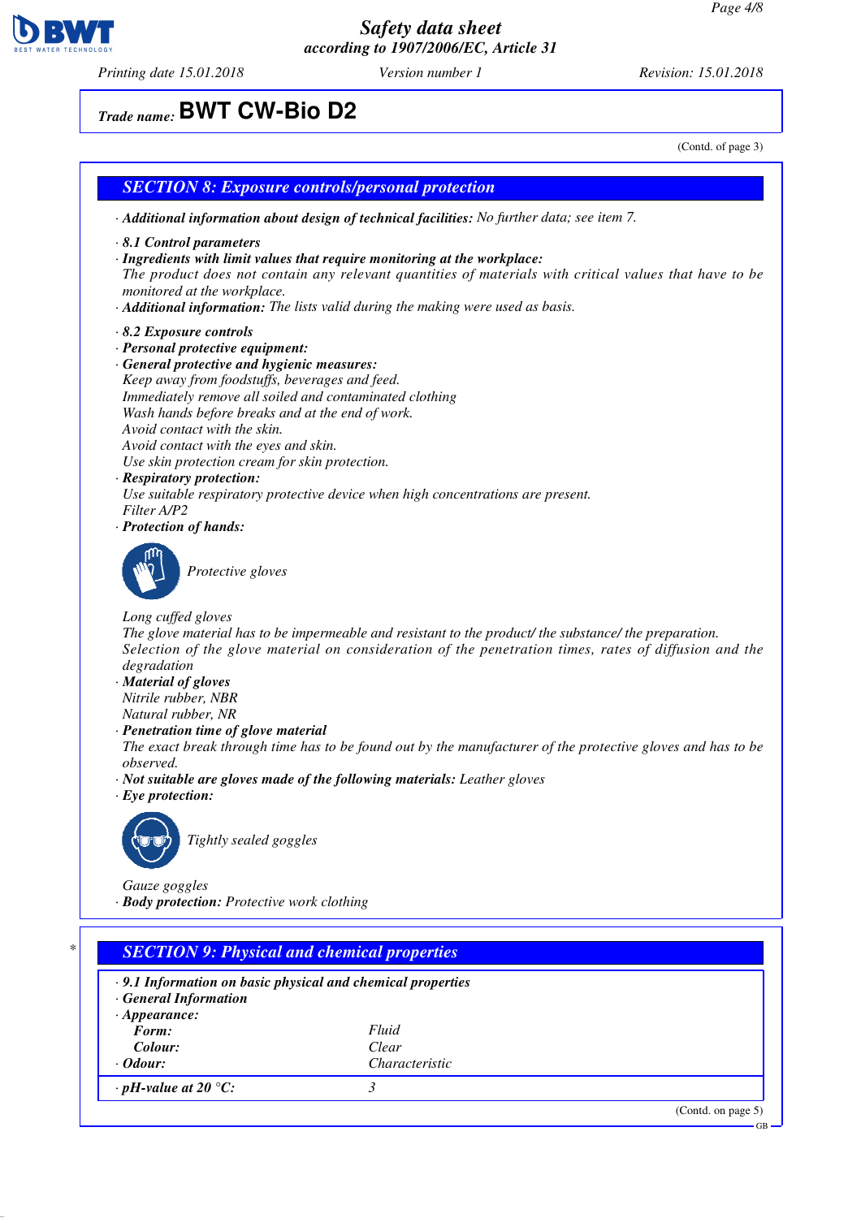# Safety data sheet
*according to 1907/2006/EC, Article 31*

*Printing date 15.01.2018* *Version number 1* *Revision: 15.01.2018*

*Trade name:* **BWT CW-Bio D2**

(Contd. of page 3)

## SECTION 8: Exposure controls/personal protection

· ***Additional information about design of technical facilities:*** *No further data; see item 7.*

· ***8.1 Control parameters***

· ***Ingredients with limit values that require monitoring at the workplace:***
*The product does not contain any relevant quantities of materials with critical values that have to be monitored at the workplace.*

· ***Additional information:*** *The lists valid during the making were used as basis.*

· ***8.2 Exposure controls***

· ***Personal protective equipment:***

· ***General protective and hygienic measures:***
*Keep away from foodstuffs, beverages and feed.*
*Immediately remove all soiled and contaminated clothing*
*Wash hands before breaks and at the end of work.*
*Avoid contact with the skin.*
*Avoid contact with the eyes and skin.*
*Use skin protection cream for skin protection.*

· ***Respiratory protection:***
*Use suitable respiratory protective device when high concentrations are present.*
*Filter A/P2*

· ***Protection of hands:***

*Protective gloves*

*Long cuffed gloves*
*The glove material has to be impermeable and resistant to the product/ the substance/ the preparation.*
*Selection of the glove material on consideration of the penetration times, rates of diffusion and the degradation*

· ***Material of gloves***
*Nitrile rubber, NBR*
*Natural rubber, NR*

· ***Penetration time of glove material***
*The exact break through time has to be found out by the manufacturer of the protective gloves and has to be observed.*

· ***Not suitable are gloves made of the following materials:*** *Leather gloves*

· ***Eye protection:***

*Tightly sealed goggles*

*Gauze goggles*

· ***Body protection:*** *Protective work clothing*

## SECTION 9: Physical and chemical properties

· ***9.1 Information on basic physical and chemical properties***

· ***General Information***

| | |
|---|---|
| · ***Appearance:*** | |
| ***Form:*** | *Fluid* |
| ***Colour:*** | *Clear* |
| · ***Odour:*** | *Characteristic* |
| · ***pH-value at 20 °C:*** | *3* |

(Contd. on page 5)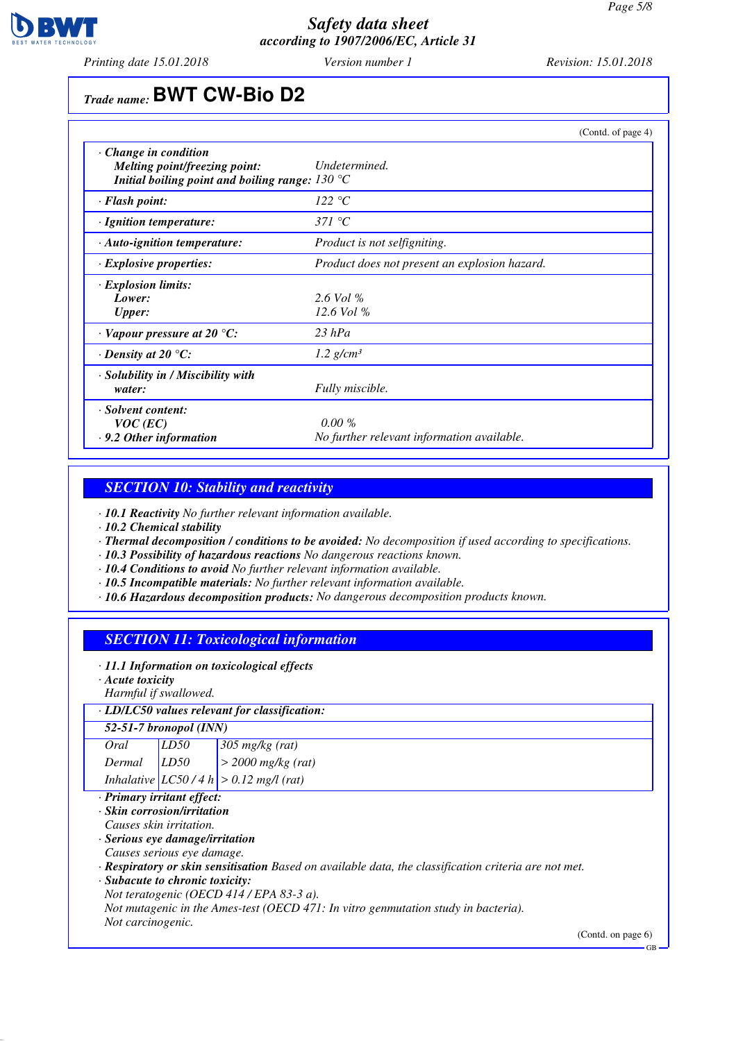Trade name: **BWT CW-Bio D2**

(Contd. of page 4)

| | |
|---|---|
| · **Change in condition** | |
| **Melting point/freezing point:** | *Undetermined.* |
| **Initial boiling point and boiling range:** | *130 °C* |
| · **Flash point:** | *122 °C* |
| · **Ignition temperature:** | *371 °C* |
| · **Auto-ignition temperature:** | *Product is not selfigniting.* |
| · **Explosive properties:** | *Product does not present an explosion hazard.* |
| · **Explosion limits:** | |
| **Lower:** | *2.6 Vol %* |
| **Upper:** | *12.6 Vol %* |
| · **Vapour pressure at 20 °C:** | *23 hPa* |
| · **Density at 20 °C:** | *1.2 g/cm³* |
| · **Solubility in / Miscibility with water:** | *Fully miscible.* |
| · **Solvent content:** | |
| **VOC (EC)** | *0.00 %* |
| · **9.2 Other information** | *No further relevant information available.* |

## SECTION 10: Stability and reactivity

· **10.1 Reactivity** *No further relevant information available.*
· **10.2 Chemical stability**
· **Thermal decomposition / conditions to be avoided:** *No decomposition if used according to specifications.*
· **10.3 Possibility of hazardous reactions** *No dangerous reactions known.*
· **10.4 Conditions to avoid** *No further relevant information available.*
· **10.5 Incompatible materials:** *No further relevant information available.*
· **10.6 Hazardous decomposition products:** *No dangerous decomposition products known.*

## SECTION 11: Toxicological information

· **11.1 Information on toxicological effects**
· **Acute toxicity**
*Harmful if swallowed.*

· **LD/LC50 values relevant for classification:**

| **52-51-7 bronopol (INN)** | | |
|---|---|---|
| Oral | LD50 | 305 mg/kg (rat) |
| Dermal | LD50 | > 2000 mg/kg (rat) |
| Inhalative | LC50 / 4 h | > 0.12 mg/l (rat) |

· **Primary irritant effect:**
· **Skin corrosion/irritation**
*Causes skin irritation.*
· **Serious eye damage/irritation**
*Causes serious eye damage.*
· **Respiratory or skin sensitisation** *Based on available data, the classification criteria are not met.*
· **Subacute to chronic toxicity:**
*Not teratogenic (OECD 414 / EPA 83-3 a).*
*Not mutagenic in the Ames-test (OECD 471: In vitro genmutation study in bacteria).*
*Not carcinogenic.*

(Contd. on page 6)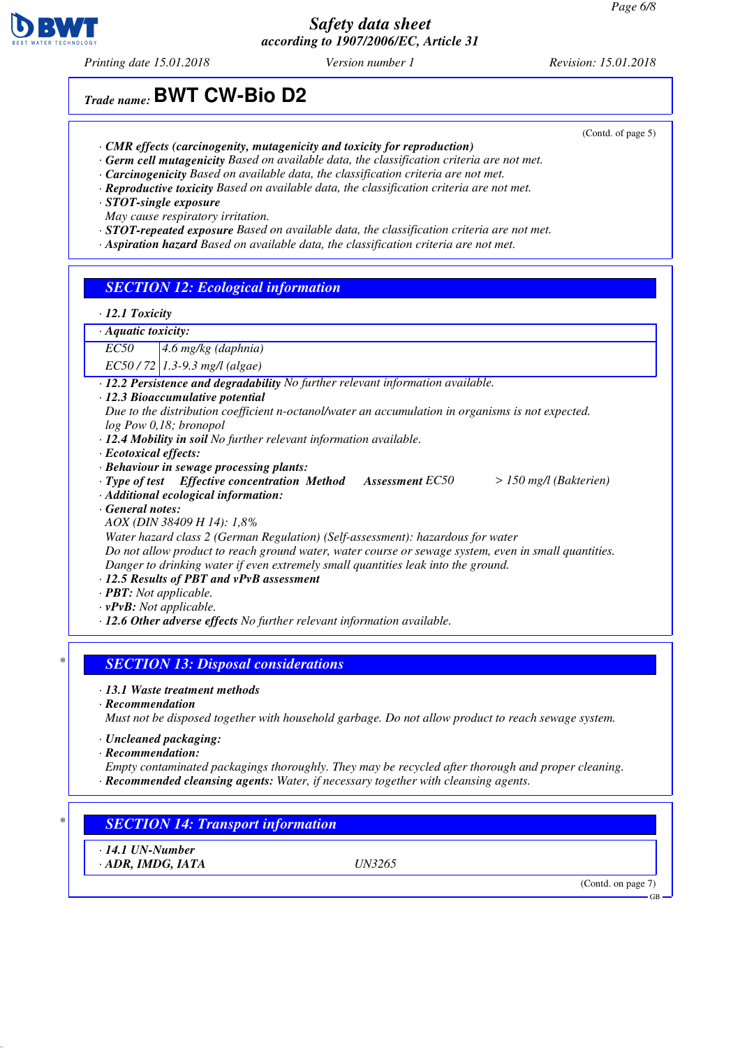## Trade name: BWT CW-Bio D2

(Contd. of page 5)

· ***CMR effects (carcinogenity, mutagenicity and toxicity for reproduction)***
· ***Germ cell mutagenicity*** *Based on available data, the classification criteria are not met.*
· ***Carcinogenicity*** *Based on available data, the classification criteria are not met.*
· ***Reproductive toxicity*** *Based on available data, the classification criteria are not met.*
· ***STOT-single exposure***
*May cause respiratory irritation.*
· ***STOT-repeated exposure*** *Based on available data, the classification criteria are not met.*
· ***Aspiration hazard*** *Based on available data, the classification criteria are not met.*

## SECTION 12: Ecological information

· ***12.1 Toxicity***

| · Aquatic toxicity: | |
|---|---|
| EC50 | 4.6 mg/kg (daphnia) |
| EC50 / 72 | 1.3-9.3 mg/l (algae) |

· ***12.2 Persistence and degradability*** *No further relevant information available.*
· ***12.3 Bioaccumulative potential***
*Due to the distribution coefficient n-octanol/water an accumulation in organisms is not expected.*
*log Pow 0,18; bronopol*
· ***12.4 Mobility in soil*** *No further relevant information available.*
· ***Ecotoxical effects:***
· ***Behaviour in sewage processing plants:***
· ***Type of test Effective concentration Method Assessment*** *EC50 > 150 mg/l (Bakterien)*
· ***Additional ecological information:***
· ***General notes:***
*AOX (DIN 38409 H 14): 1,8%*
*Water hazard class 2 (German Regulation) (Self-assessment): hazardous for water*
*Do not allow product to reach ground water, water course or sewage system, even in small quantities.*
*Danger to drinking water if even extremely small quantities leak into the ground.*
· ***12.5 Results of PBT and vPvB assessment***
· ***PBT:*** *Not applicable.*
· ***vPvB:*** *Not applicable.*
· ***12.6 Other adverse effects*** *No further relevant information available.*

## SECTION 13: Disposal considerations

· ***13.1 Waste treatment methods***
· ***Recommendation***
*Must not be disposed together with household garbage. Do not allow product to reach sewage system.*

· ***Uncleaned packaging:***
· ***Recommendation:***
*Empty contaminated packagings thoroughly. They may be recycled after thorough and proper cleaning.*
· ***Recommended cleansing agents:*** *Water, if necessary together with cleansing agents.*

## SECTION 14: Transport information

| · 14.1 UN-Number | |
|---|---|
| · ADR, IMDG, IATA | UN3265 |

(Contd. on page 7)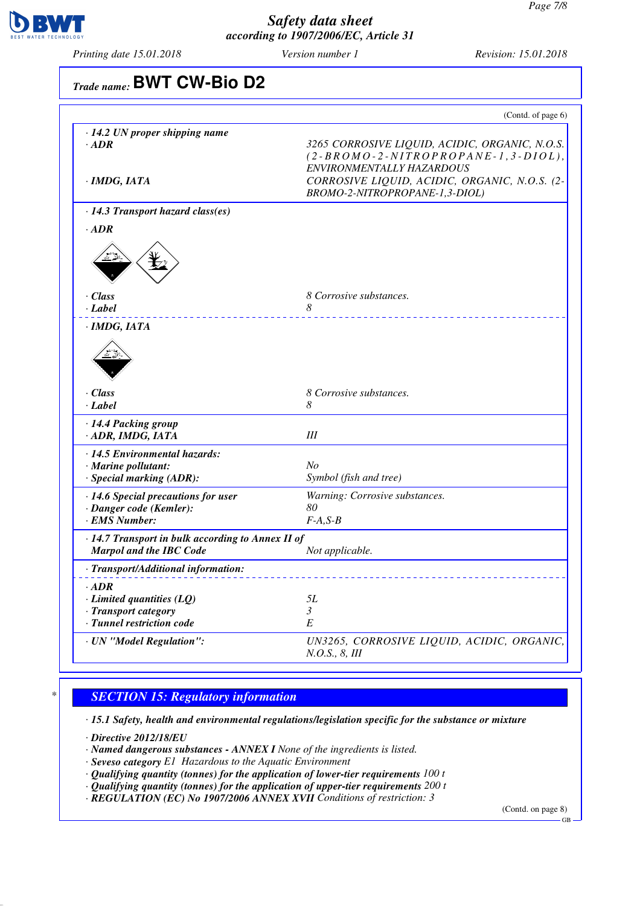**Safety data sheet**
**according to 1907/2006/EC, Article 31**

Printing date 15.01.2018 | Version number 1 | Revision: 15.01.2018

**Trade name: BWT CW-Bio D2**

(Contd. of page 6)

| | |
|---|---|
| **· 14.2 UN proper shipping name** | |
| **· ADR** | 3265 CORROSIVE LIQUID, ACIDIC, ORGANIC, N.O.S. (2-BROMO-2-NITROPROPANE-1,3-DIOL), ENVIRONMENTALLY HAZARDOUS |
| **· IMDG, IATA** | CORROSIVE LIQUID, ACIDIC, ORGANIC, N.O.S. (2-BROMO-2-NITROPROPANE-1,3-DIOL) |
| **· 14.3 Transport hazard class(es)** | |
| **· ADR** | |
| **· Class** | 8 Corrosive substances. |
| **· Label** | 8 |
| **· IMDG, IATA** | |
| **· Class** | 8 Corrosive substances. |
| **· Label** | 8 |
| **· 14.4 Packing group** | |
| **· ADR, IMDG, IATA** | III |
| **· 14.5 Environmental hazards:** | |
| **· Marine pollutant:** | No |
| **· Special marking (ADR):** | Symbol (fish and tree) |
| **· 14.6 Special precautions for user** | Warning: Corrosive substances. |
| **· Danger code (Kemler):** | 80 |
| **· EMS Number:** | F-A,S-B |
| **· 14.7 Transport in bulk according to Annex II of Marpol and the IBC Code** | Not applicable. |
| **· Transport/Additional information:** | |
| **· ADR** | |
| **· Limited quantities (LQ)** | 5L |
| **· Transport category** | 3 |
| **· Tunnel restriction code** | E |
| **· UN "Model Regulation":** | UN3265, CORROSIVE LIQUID, ACIDIC, ORGANIC, N.O.S., 8, III |

## SECTION 15: Regulatory information

**· 15.1 Safety, health and environmental regulations/legislation specific for the substance or mixture**

**· Directive 2012/18/EU**
**· Named dangerous substances - ANNEX I** None of the ingredients is listed.
**· Seveso category** E1 Hazardous to the Aquatic Environment
**· Qualifying quantity (tonnes) for the application of lower-tier requirements** 100 t
**· Qualifying quantity (tonnes) for the application of upper-tier requirements** 200 t
**· REGULATION (EC) No 1907/2006 ANNEX XVII** Conditions of restriction: 3

(Contd. on page 8)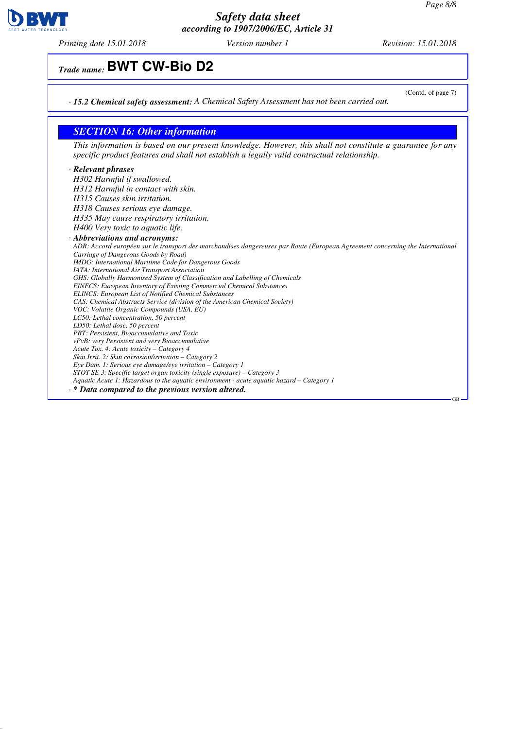(Contd. of page 7)

· **15.2 Chemical safety assessment:** A Chemical Safety Assessment has not been carried out.

## SECTION 16: Other information

This information is based on our present knowledge. However, this shall not constitute a guarantee for any specific product features and shall not establish a legally valid contractual relationship.

· **Relevant phrases**

H302 Harmful if swallowed.
H312 Harmful in contact with skin.
H315 Causes skin irritation.
H318 Causes serious eye damage.
H335 May cause respiratory irritation.
H400 Very toxic to aquatic life.

· **Abbreviations and acronyms:**

ADR: Accord européen sur le transport des marchandises dangereuses par Route (European Agreement concerning the International Carriage of Dangerous Goods by Road)
IMDG: International Maritime Code for Dangerous Goods
IATA: International Air Transport Association
GHS: Globally Harmonised System of Classification and Labelling of Chemicals
EINECS: European Inventory of Existing Commercial Chemical Substances
ELINCS: European List of Notified Chemical Substances
CAS: Chemical Abstracts Service (division of the American Chemical Society)
VOC: Volatile Organic Compounds (USA, EU)
LC50: Lethal concentration, 50 percent
LD50: Lethal dose, 50 percent
PBT: Persistent, Bioaccumulative and Toxic
vPvB: very Persistent and very Bioaccumulative
Acute Tox. 4: Acute toxicity – Category 4
Skin Irrit. 2: Skin corrosion/irritation – Category 2
Eye Dam. 1: Serious eye damage/eye irritation – Category 1
STOT SE 3: Specific target organ toxicity (single exposure) – Category 3
Aquatic Acute 1: Hazardous to the aquatic environment - acute aquatic hazard – Category 1

· *** Data compared to the previous version altered.**

GB